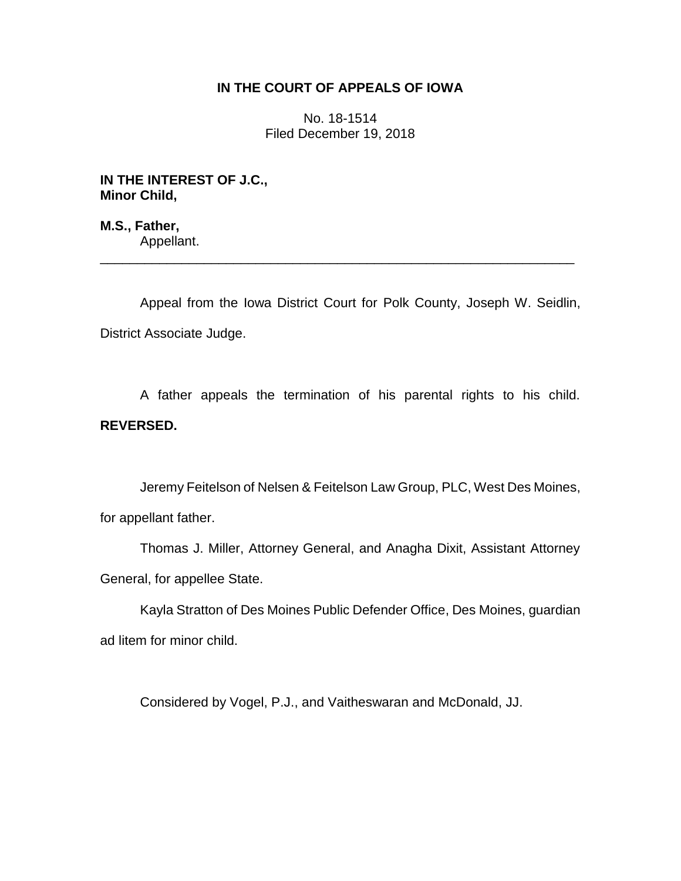# IN THE COURT OF APPEALS OF IOWA

No. 18-1514
Filed December 19, 2018

**IN THE INTEREST OF J.C.,**
**Minor Child,**

**M.S., Father,**
Appellant.

---

Appeal from the Iowa District Court for Polk County, Joseph W. Seidlin, District Associate Judge.

A father appeals the termination of his parental rights to his child. **REVERSED.**

Jeremy Feitelson of Nelsen & Feitelson Law Group, PLC, West Des Moines, for appellant father.

Thomas J. Miller, Attorney General, and Anagha Dixit, Assistant Attorney General, for appellee State.

Kayla Stratton of Des Moines Public Defender Office, Des Moines, guardian ad litem for minor child.

Considered by Vogel, P.J., and Vaitheswaran and McDonald, JJ.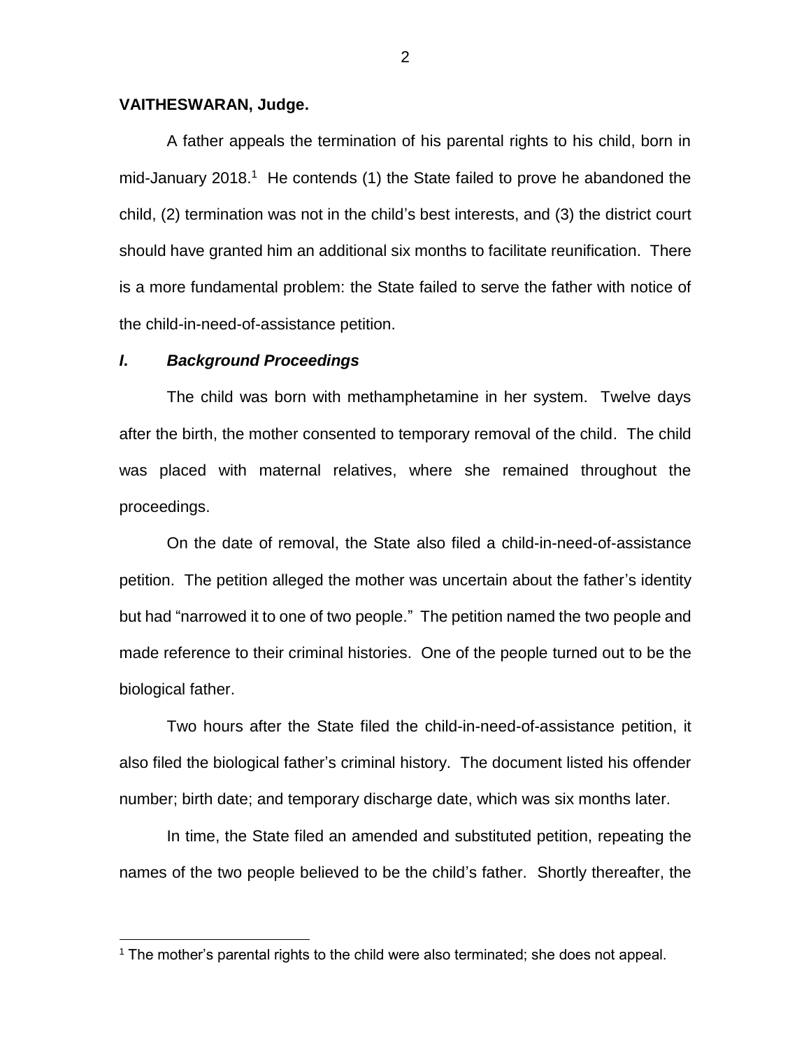**VAITHESWARAN, Judge.**

A father appeals the termination of his parental rights to his child, born in mid-January 2018.[1] He contends (1) the State failed to prove he abandoned the child, (2) termination was not in the child's best interests, and (3) the district court should have granted him an additional six months to facilitate reunification. There is a more fundamental problem: the State failed to serve the father with notice of the child-in-need-of-assistance petition.

## *I. Background Proceedings*

The child was born with methamphetamine in her system. Twelve days after the birth, the mother consented to temporary removal of the child. The child was placed with maternal relatives, where she remained throughout the proceedings.

On the date of removal, the State also filed a child-in-need-of-assistance petition. The petition alleged the mother was uncertain about the father's identity but had "narrowed it to one of two people." The petition named the two people and made reference to their criminal histories. One of the people turned out to be the biological father.

Two hours after the State filed the child-in-need-of-assistance petition, it also filed the biological father's criminal history. The document listed his offender number; birth date; and temporary discharge date, which was six months later.

In time, the State filed an amended and substituted petition, repeating the names of the two people believed to be the child's father. Shortly thereafter, the

[1] The mother's parental rights to the child were also terminated; she does not appeal.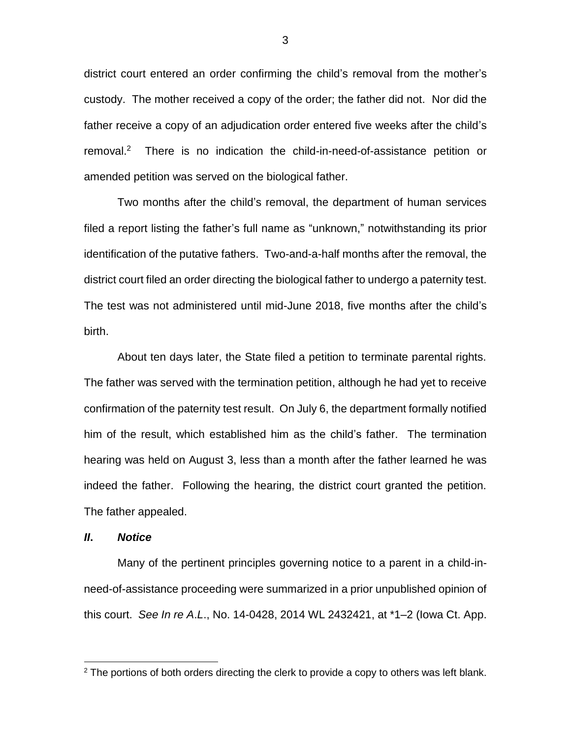district court entered an order confirming the child's removal from the mother's custody. The mother received a copy of the order; the father did not. Nor did the father receive a copy of an adjudication order entered five weeks after the child's removal.[2] There is no indication the child-in-need-of-assistance petition or amended petition was served on the biological father.

Two months after the child's removal, the department of human services filed a report listing the father's full name as "unknown," notwithstanding its prior identification of the putative fathers. Two-and-a-half months after the removal, the district court filed an order directing the biological father to undergo a paternity test. The test was not administered until mid-June 2018, five months after the child's birth.

About ten days later, the State filed a petition to terminate parental rights. The father was served with the termination petition, although he had yet to receive confirmation of the paternity test result. On July 6, the department formally notified him of the result, which established him as the child's father. The termination hearing was held on August 3, less than a month after the father learned he was indeed the father. Following the hearing, the district court granted the petition. The father appealed.

## *II. Notice*

Many of the pertinent principles governing notice to a parent in a child-in-need-of-assistance proceeding were summarized in a prior unpublished opinion of this court. *See In re A.L.*, No. 14-0428, 2014 WL 2432421, at *1–2 (Iowa Ct. App.

[2] The portions of both orders directing the clerk to provide a copy to others was left blank.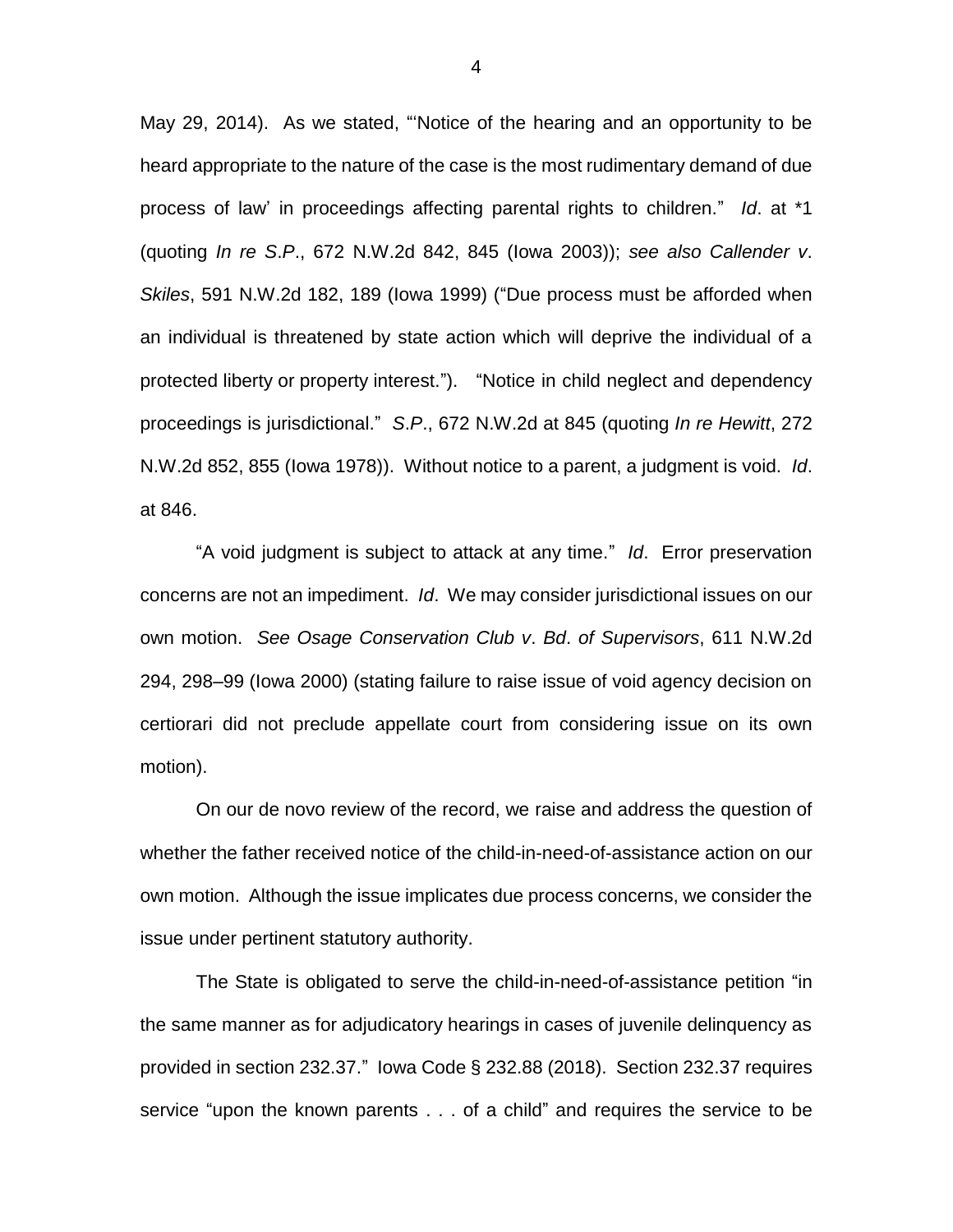May 29, 2014). As we stated, "'Notice of the hearing and an opportunity to be heard appropriate to the nature of the case is the most rudimentary demand of due process of law' in proceedings affecting parental rights to children." *Id*. at *1 (quoting *In re S.P.*, 672 N.W.2d 842, 845 (Iowa 2003)); *see also Callender v. Skiles*, 591 N.W.2d 182, 189 (Iowa 1999) ("Due process must be afforded when an individual is threatened by state action which will deprive the individual of a protected liberty or property interest."). "Notice in child neglect and dependency proceedings is jurisdictional." *S.P.*, 672 N.W.2d at 845 (quoting *In re Hewitt*, 272 N.W.2d 852, 855 (Iowa 1978)). Without notice to a parent, a judgment is void. *Id*. at 846.

"A void judgment is subject to attack at any time." *Id*. Error preservation concerns are not an impediment. *Id*. We may consider jurisdictional issues on our own motion. *See Osage Conservation Club v. Bd. of Supervisors*, 611 N.W.2d 294, 298–99 (Iowa 2000) (stating failure to raise issue of void agency decision on certiorari did not preclude appellate court from considering issue on its own motion).

On our de novo review of the record, we raise and address the question of whether the father received notice of the child-in-need-of-assistance action on our own motion. Although the issue implicates due process concerns, we consider the issue under pertinent statutory authority.

The State is obligated to serve the child-in-need-of-assistance petition "in the same manner as for adjudicatory hearings in cases of juvenile delinquency as provided in section 232.37." Iowa Code § 232.88 (2018). Section 232.37 requires service "upon the known parents . . . of a child" and requires the service to be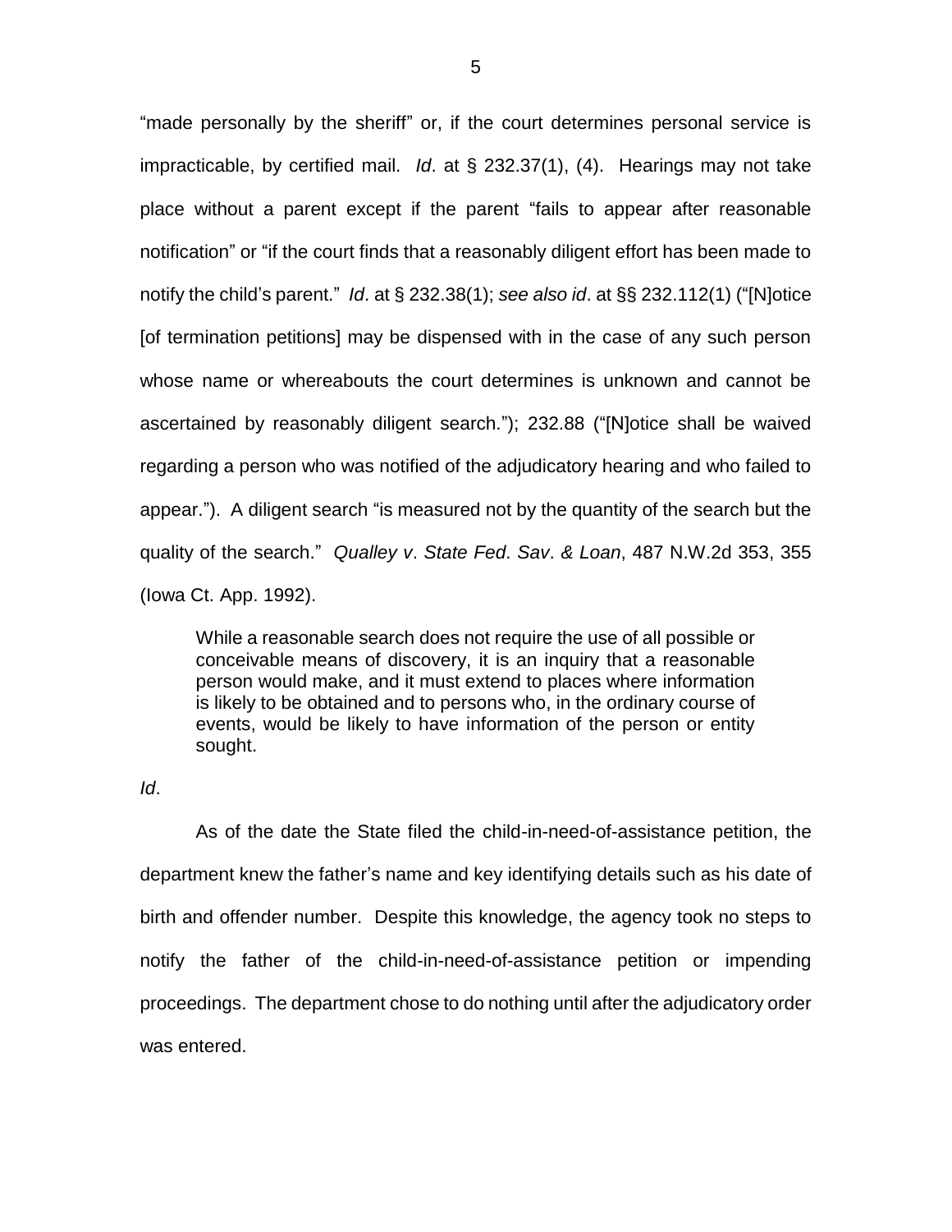"made personally by the sheriff" or, if the court determines personal service is impracticable, by certified mail. *Id*. at § 232.37(1), (4). Hearings may not take place without a parent except if the parent "fails to appear after reasonable notification" or "if the court finds that a reasonably diligent effort has been made to notify the child's parent." *Id*. at § 232.38(1); *see also id*. at §§ 232.112(1) ("[N]otice [of termination petitions] may be dispensed with in the case of any such person whose name or whereabouts the court determines is unknown and cannot be ascertained by reasonably diligent search."); 232.88 ("[N]otice shall be waived regarding a person who was notified of the adjudicatory hearing and who failed to appear."). A diligent search "is measured not by the quantity of the search but the quality of the search." *Qualley v*. *State Fed*. *Sav*. *& Loan*, 487 N.W.2d 353, 355 (Iowa Ct. App. 1992).

> While a reasonable search does not require the use of all possible or conceivable means of discovery, it is an inquiry that a reasonable person would make, and it must extend to places where information is likely to be obtained and to persons who, in the ordinary course of events, would be likely to have information of the person or entity sought.

*Id*.

As of the date the State filed the child-in-need-of-assistance petition, the department knew the father's name and key identifying details such as his date of birth and offender number. Despite this knowledge, the agency took no steps to notify the father of the child-in-need-of-assistance petition or impending proceedings. The department chose to do nothing until after the adjudicatory order was entered.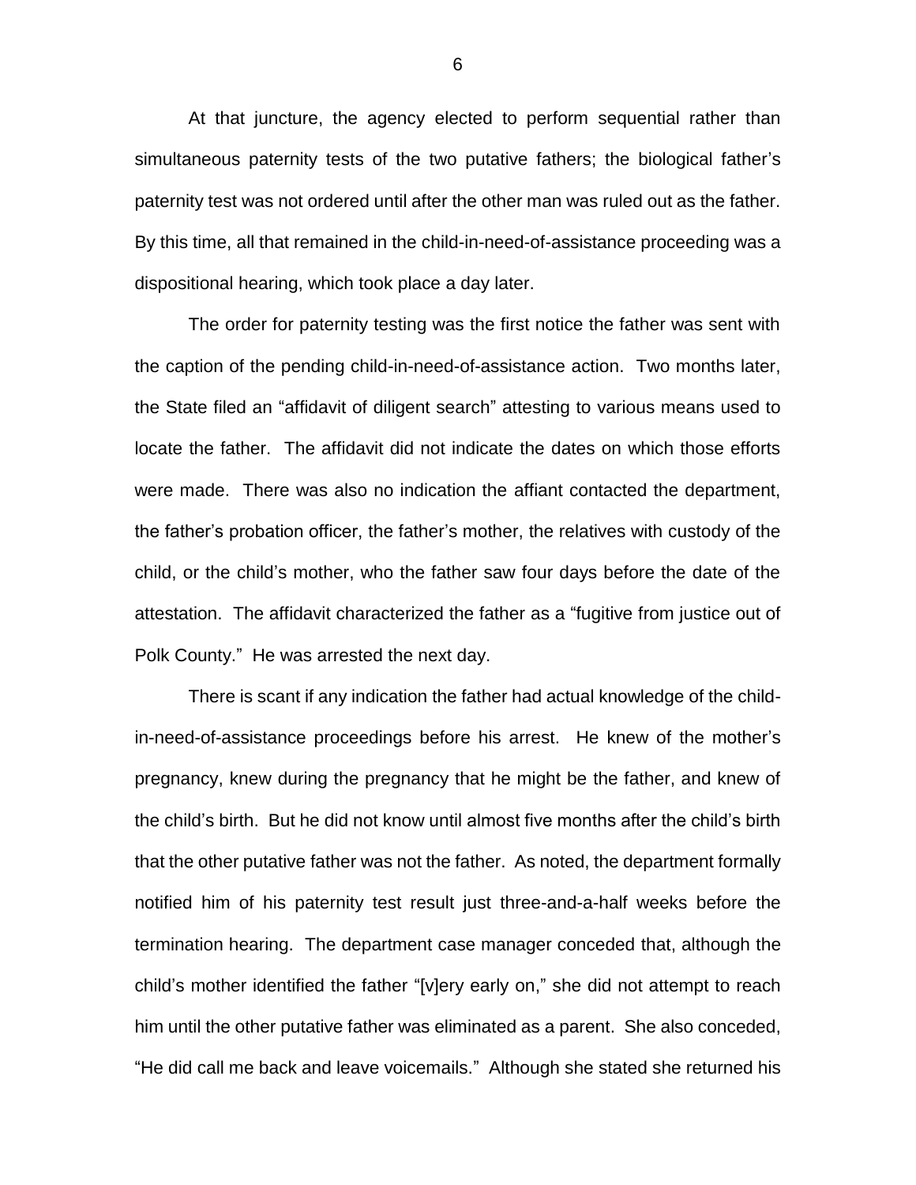At that juncture, the agency elected to perform sequential rather than simultaneous paternity tests of the two putative fathers; the biological father's paternity test was not ordered until after the other man was ruled out as the father. By this time, all that remained in the child-in-need-of-assistance proceeding was a dispositional hearing, which took place a day later.

The order for paternity testing was the first notice the father was sent with the caption of the pending child-in-need-of-assistance action. Two months later, the State filed an "affidavit of diligent search" attesting to various means used to locate the father. The affidavit did not indicate the dates on which those efforts were made. There was also no indication the affiant contacted the department, the father's probation officer, the father's mother, the relatives with custody of the child, or the child's mother, who the father saw four days before the date of the attestation. The affidavit characterized the father as a "fugitive from justice out of Polk County." He was arrested the next day.

There is scant if any indication the father had actual knowledge of the child-in-need-of-assistance proceedings before his arrest. He knew of the mother's pregnancy, knew during the pregnancy that he might be the father, and knew of the child's birth. But he did not know until almost five months after the child's birth that the other putative father was not the father. As noted, the department formally notified him of his paternity test result just three-and-a-half weeks before the termination hearing. The department case manager conceded that, although the child's mother identified the father "[v]ery early on," she did not attempt to reach him until the other putative father was eliminated as a parent. She also conceded, "He did call me back and leave voicemails." Although she stated she returned his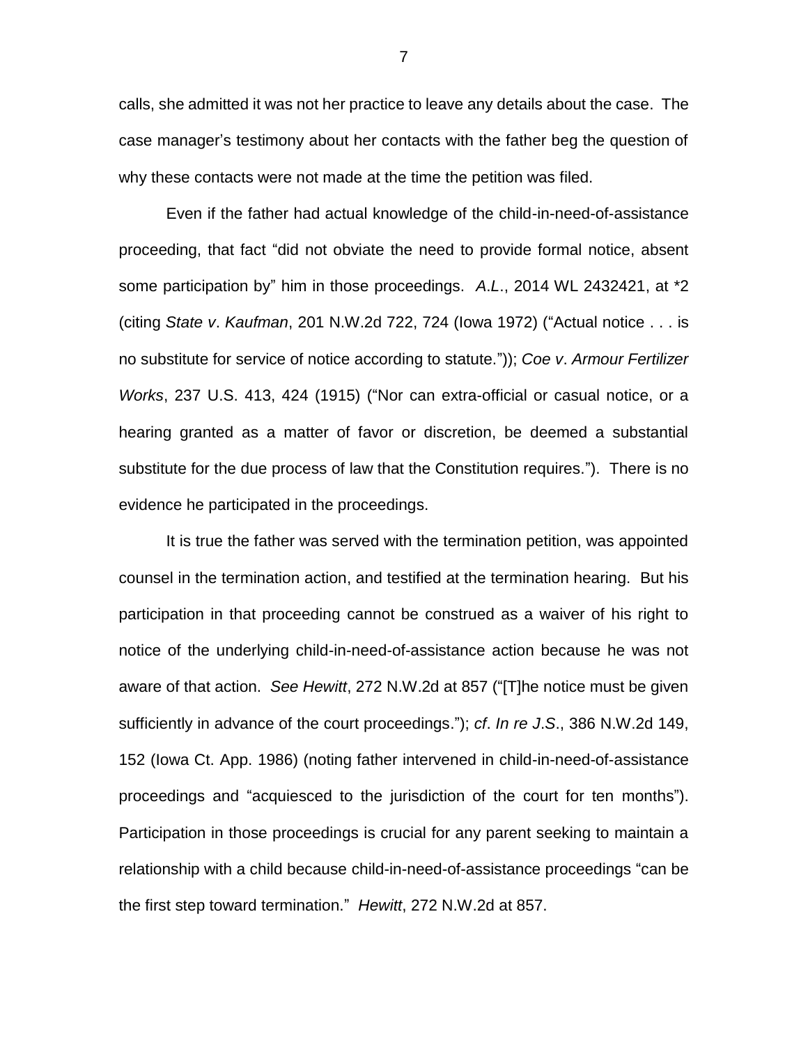calls, she admitted it was not her practice to leave any details about the case. The case manager's testimony about her contacts with the father beg the question of why these contacts were not made at the time the petition was filed.

Even if the father had actual knowledge of the child-in-need-of-assistance proceeding, that fact "did not obviate the need to provide formal notice, absent some participation by" him in those proceedings. *A.L.*, 2014 WL 2432421, at *2 (citing *State v. Kaufman*, 201 N.W.2d 722, 724 (Iowa 1972) ("Actual notice . . . is no substitute for service of notice according to statute.")); *Coe v. Armour Fertilizer Works*, 237 U.S. 413, 424 (1915) ("Nor can extra-official or casual notice, or a hearing granted as a matter of favor or discretion, be deemed a substantial substitute for the due process of law that the Constitution requires."). There is no evidence he participated in the proceedings.

It is true the father was served with the termination petition, was appointed counsel in the termination action, and testified at the termination hearing. But his participation in that proceeding cannot be construed as a waiver of his right to notice of the underlying child-in-need-of-assistance action because he was not aware of that action. *See Hewitt*, 272 N.W.2d at 857 ("[T]he notice must be given sufficiently in advance of the court proceedings."); *cf*. *In re J.S*., 386 N.W.2d 149, 152 (Iowa Ct. App. 1986) (noting father intervened in child-in-need-of-assistance proceedings and "acquiesced to the jurisdiction of the court for ten months"). Participation in those proceedings is crucial for any parent seeking to maintain a relationship with a child because child-in-need-of-assistance proceedings "can be the first step toward termination." *Hewitt*, 272 N.W.2d at 857.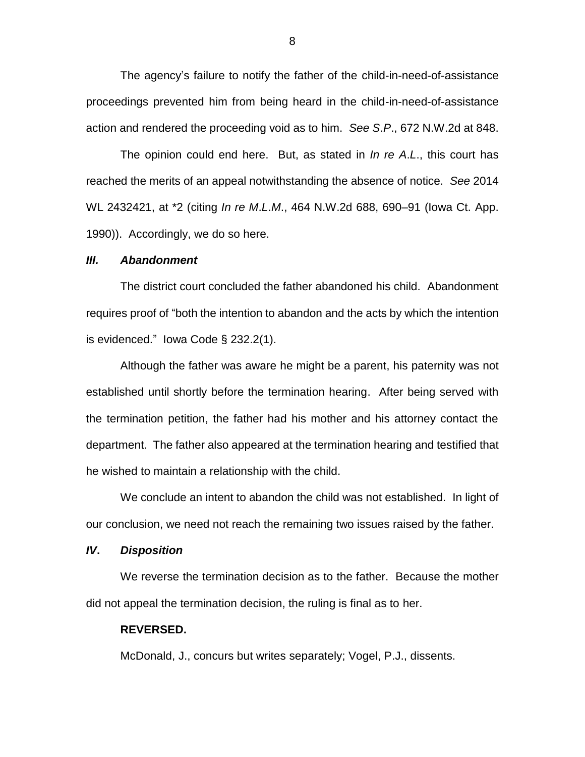The agency's failure to notify the father of the child-in-need-of-assistance proceedings prevented him from being heard in the child-in-need-of-assistance action and rendered the proceeding void as to him. *See S.P.*, 672 N.W.2d at 848.

The opinion could end here. But, as stated in *In re A.L.*, this court has reached the merits of an appeal notwithstanding the absence of notice. *See* 2014 WL 2432421, at *2 (citing *In re M.L.M.*, 464 N.W.2d 688, 690–91 (Iowa Ct. App. 1990)). Accordingly, we do so here.

### ***III. Abandonment***

The district court concluded the father abandoned his child. Abandonment requires proof of "both the intention to abandon and the acts by which the intention is evidenced." Iowa Code § 232.2(1).

Although the father was aware he might be a parent, his paternity was not established until shortly before the termination hearing. After being served with the termination petition, the father had his mother and his attorney contact the department. The father also appeared at the termination hearing and testified that he wished to maintain a relationship with the child.

We conclude an intent to abandon the child was not established. In light of our conclusion, we need not reach the remaining two issues raised by the father.

### ***IV. Disposition***

We reverse the termination decision as to the father. Because the mother did not appeal the termination decision, the ruling is final as to her.

**REVERSED.**

McDonald, J., concurs but writes separately; Vogel, P.J., dissents.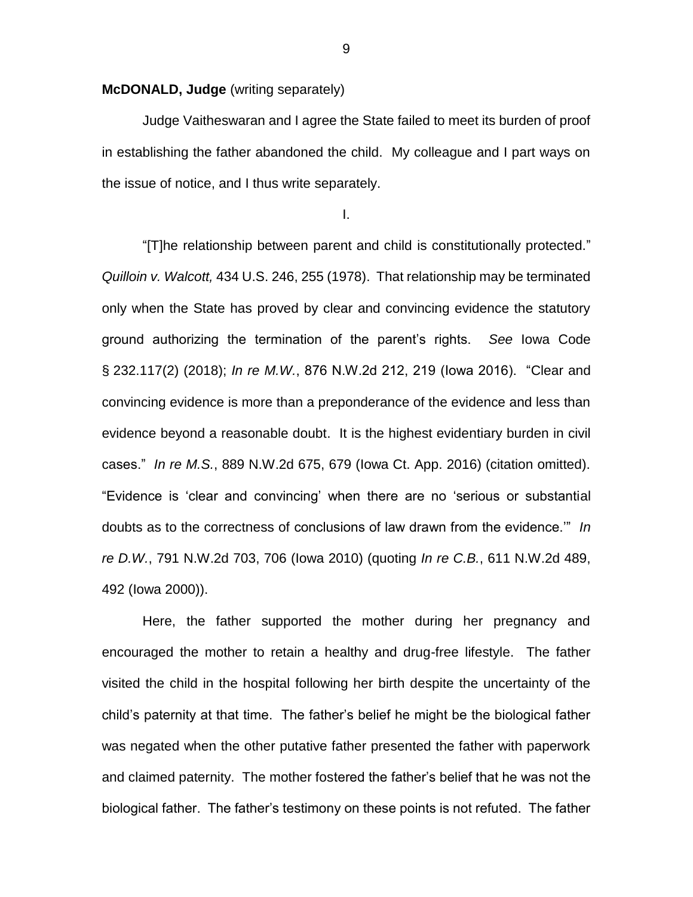**McDONALD, Judge** (writing separately)

Judge Vaitheswaran and I agree the State failed to meet its burden of proof in establishing the father abandoned the child. My colleague and I part ways on the issue of notice, and I thus write separately.

I.

"[T]he relationship between parent and child is constitutionally protected." *Quilloin v. Walcott,* 434 U.S. 246, 255 (1978). That relationship may be terminated only when the State has proved by clear and convincing evidence the statutory ground authorizing the termination of the parent's rights. *See* Iowa Code § 232.117(2) (2018); *In re M.W.*, 876 N.W.2d 212, 219 (Iowa 2016). "Clear and convincing evidence is more than a preponderance of the evidence and less than evidence beyond a reasonable doubt. It is the highest evidentiary burden in civil cases." *In re M.S.*, 889 N.W.2d 675, 679 (Iowa Ct. App. 2016) (citation omitted). "Evidence is 'clear and convincing' when there are no 'serious or substantial doubts as to the correctness of conclusions of law drawn from the evidence.'" *In re D.W.*, 791 N.W.2d 703, 706 (Iowa 2010) (quoting *In re C.B.*, 611 N.W.2d 489, 492 (Iowa 2000)).

Here, the father supported the mother during her pregnancy and encouraged the mother to retain a healthy and drug-free lifestyle. The father visited the child in the hospital following her birth despite the uncertainty of the child's paternity at that time. The father's belief he might be the biological father was negated when the other putative father presented the father with paperwork and claimed paternity. The mother fostered the father's belief that he was not the biological father. The father's testimony on these points is not refuted. The father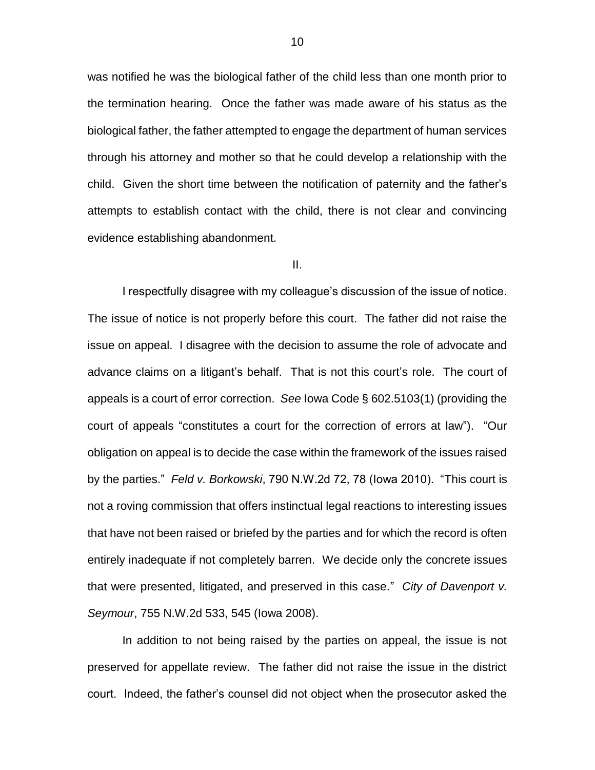was notified he was the biological father of the child less than one month prior to the termination hearing. Once the father was made aware of his status as the biological father, the father attempted to engage the department of human services through his attorney and mother so that he could develop a relationship with the child. Given the short time between the notification of paternity and the father's attempts to establish contact with the child, there is not clear and convincing evidence establishing abandonment.

II.

I respectfully disagree with my colleague's discussion of the issue of notice. The issue of notice is not properly before this court. The father did not raise the issue on appeal. I disagree with the decision to assume the role of advocate and advance claims on a litigant's behalf. That is not this court's role. The court of appeals is a court of error correction. *See* Iowa Code § 602.5103(1) (providing the court of appeals "constitutes a court for the correction of errors at law"). "Our obligation on appeal is to decide the case within the framework of the issues raised by the parties." *Feld v. Borkowski*, 790 N.W.2d 72, 78 (Iowa 2010). "This court is not a roving commission that offers instinctual legal reactions to interesting issues that have not been raised or briefed by the parties and for which the record is often entirely inadequate if not completely barren. We decide only the concrete issues that were presented, litigated, and preserved in this case." *City of Davenport v. Seymour*, 755 N.W.2d 533, 545 (Iowa 2008).

In addition to not being raised by the parties on appeal, the issue is not preserved for appellate review. The father did not raise the issue in the district court. Indeed, the father's counsel did not object when the prosecutor asked the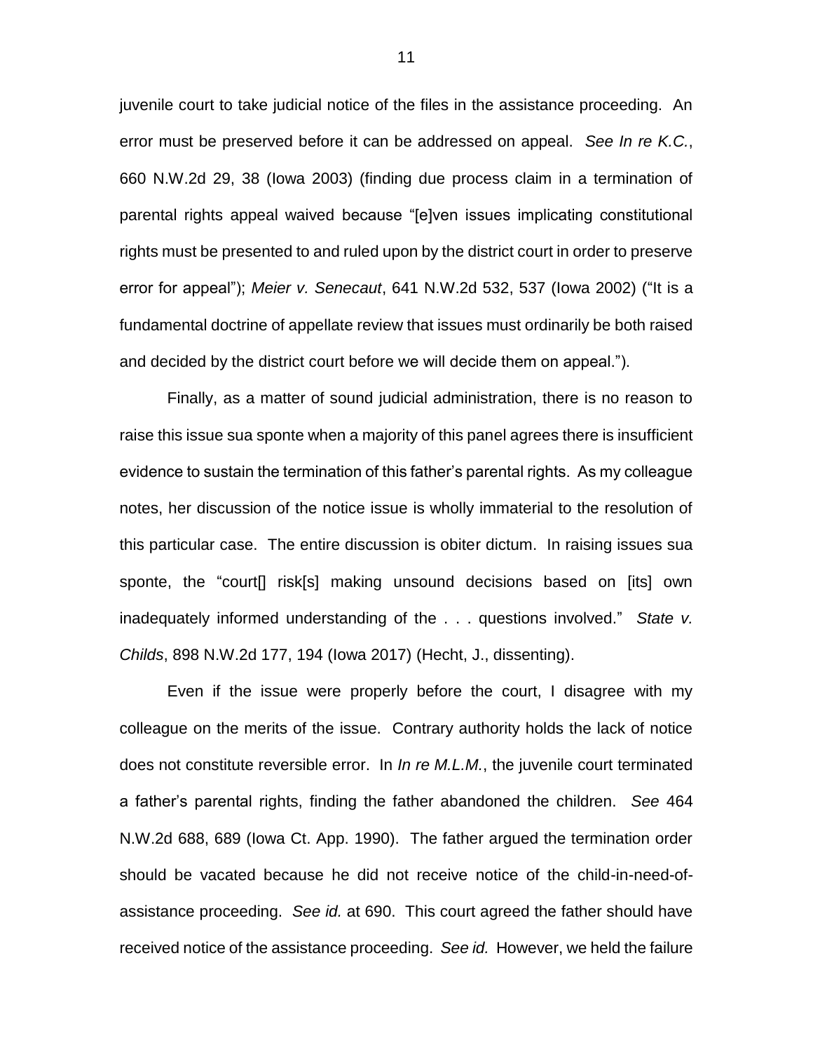juvenile court to take judicial notice of the files in the assistance proceeding. An error must be preserved before it can be addressed on appeal. *See In re K.C.*, 660 N.W.2d 29, 38 (Iowa 2003) (finding due process claim in a termination of parental rights appeal waived because "[e]ven issues implicating constitutional rights must be presented to and ruled upon by the district court in order to preserve error for appeal"); *Meier v. Senecaut*, 641 N.W.2d 532, 537 (Iowa 2002) ("It is a fundamental doctrine of appellate review that issues must ordinarily be both raised and decided by the district court before we will decide them on appeal.").

Finally, as a matter of sound judicial administration, there is no reason to raise this issue sua sponte when a majority of this panel agrees there is insufficient evidence to sustain the termination of this father's parental rights. As my colleague notes, her discussion of the notice issue is wholly immaterial to the resolution of this particular case. The entire discussion is obiter dictum. In raising issues sua sponte, the "court[] risk[s] making unsound decisions based on [its] own inadequately informed understanding of the . . . questions involved." *State v. Childs*, 898 N.W.2d 177, 194 (Iowa 2017) (Hecht, J., dissenting).

Even if the issue were properly before the court, I disagree with my colleague on the merits of the issue. Contrary authority holds the lack of notice does not constitute reversible error. In *In re M.L.M.*, the juvenile court terminated a father's parental rights, finding the father abandoned the children. *See* 464 N.W.2d 688, 689 (Iowa Ct. App. 1990). The father argued the termination order should be vacated because he did not receive notice of the child-in-need-of-assistance proceeding. *See id.* at 690. This court agreed the father should have received notice of the assistance proceeding. *See id.* However, we held the failure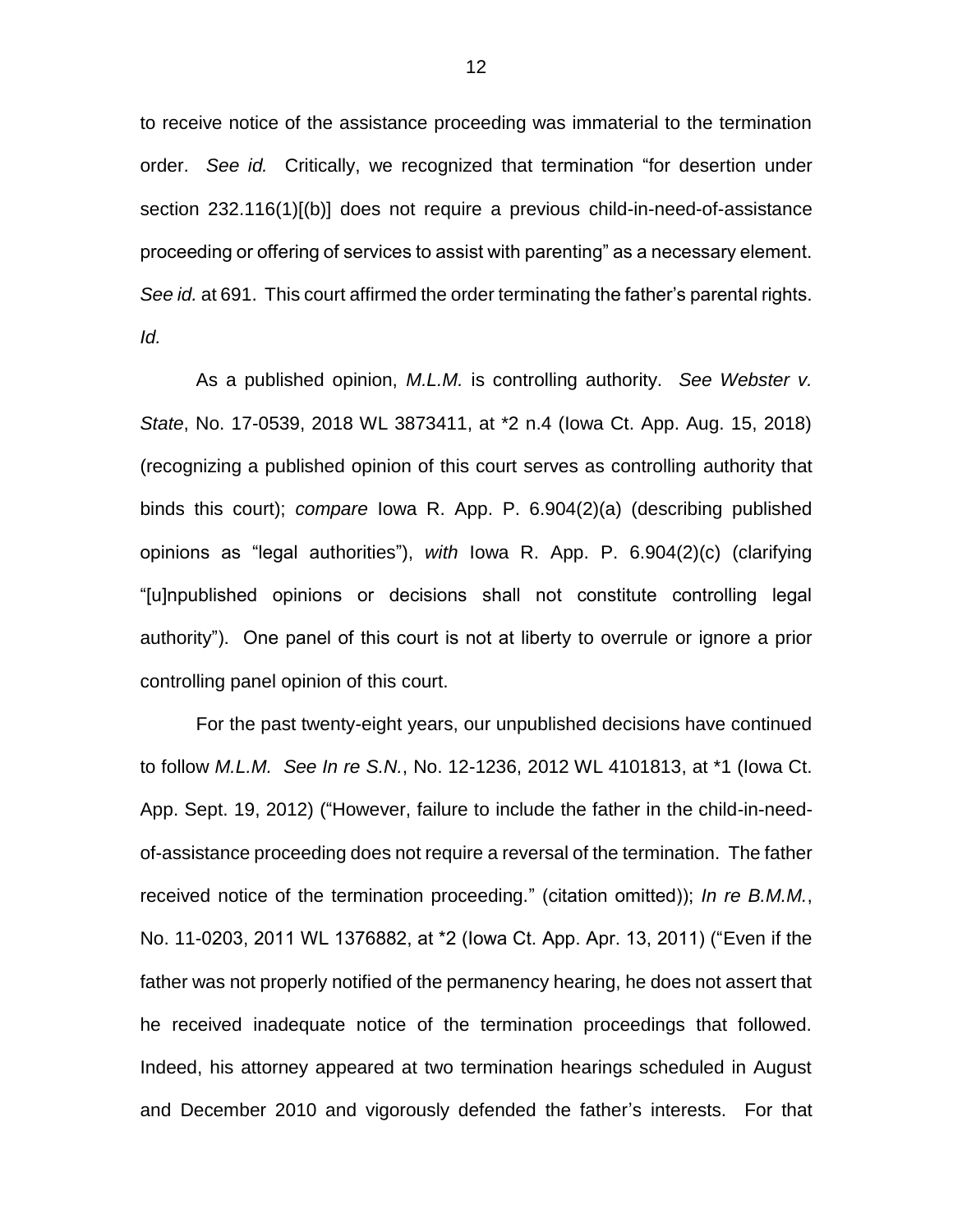to receive notice of the assistance proceeding was immaterial to the termination order. *See id.* Critically, we recognized that termination "for desertion under section 232.116(1)[(b)] does not require a previous child-in-need-of-assistance proceeding or offering of services to assist with parenting" as a necessary element. *See id.* at 691. This court affirmed the order terminating the father's parental rights. *Id.*

As a published opinion, *M.L.M.* is controlling authority. *See Webster v. State*, No. 17-0539, 2018 WL 3873411, at *2 n.4 (Iowa Ct. App. Aug. 15, 2018) (recognizing a published opinion of this court serves as controlling authority that binds this court); *compare* Iowa R. App. P. 6.904(2)(a) (describing published opinions as "legal authorities"), *with* Iowa R. App. P. 6.904(2)(c) (clarifying "[u]npublished opinions or decisions shall not constitute controlling legal authority"). One panel of this court is not at liberty to overrule or ignore a prior controlling panel opinion of this court.

For the past twenty-eight years, our unpublished decisions have continued to follow *M.L.M.* *See In re S.N.*, No. 12-1236, 2012 WL 4101813, at *1 (Iowa Ct. App. Sept. 19, 2012) ("However, failure to include the father in the child-in-need-of-assistance proceeding does not require a reversal of the termination. The father received notice of the termination proceeding." (citation omitted)); *In re B.M.M.*, No. 11-0203, 2011 WL 1376882, at *2 (Iowa Ct. App. Apr. 13, 2011) ("Even if the father was not properly notified of the permanency hearing, he does not assert that he received inadequate notice of the termination proceedings that followed. Indeed, his attorney appeared at two termination hearings scheduled in August and December 2010 and vigorously defended the father's interests. For that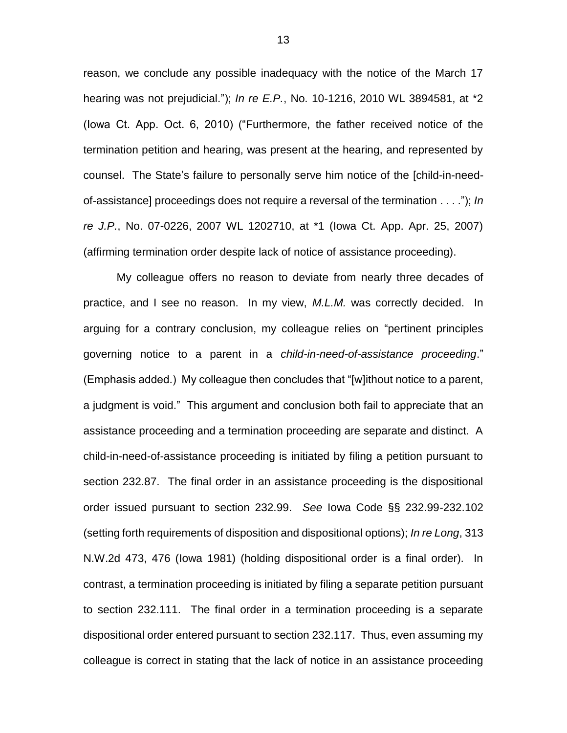reason, we conclude any possible inadequacy with the notice of the March 17 hearing was not prejudicial."); *In re E.P.*, No. 10-1216, 2010 WL 3894581, at *2 (Iowa Ct. App. Oct. 6, 2010) ("Furthermore, the father received notice of the termination petition and hearing, was present at the hearing, and represented by counsel. The State's failure to personally serve him notice of the [child-in-need-of-assistance] proceedings does not require a reversal of the termination . . . ."); *In re J.P.*, No. 07-0226, 2007 WL 1202710, at *1 (Iowa Ct. App. Apr. 25, 2007) (affirming termination order despite lack of notice of assistance proceeding).

My colleague offers no reason to deviate from nearly three decades of practice, and I see no reason. In my view, *M.L.M.* was correctly decided. In arguing for a contrary conclusion, my colleague relies on "pertinent principles governing notice to a parent in a *child-in-need-of-assistance proceeding*." (Emphasis added.) My colleague then concludes that "[w]ithout notice to a parent, a judgment is void." This argument and conclusion both fail to appreciate that an assistance proceeding and a termination proceeding are separate and distinct. A child-in-need-of-assistance proceeding is initiated by filing a petition pursuant to section 232.87. The final order in an assistance proceeding is the dispositional order issued pursuant to section 232.99. *See* Iowa Code §§ 232.99-232.102 (setting forth requirements of disposition and dispositional options); *In re Long*, 313 N.W.2d 473, 476 (Iowa 1981) (holding dispositional order is a final order). In contrast, a termination proceeding is initiated by filing a separate petition pursuant to section 232.111. The final order in a termination proceeding is a separate dispositional order entered pursuant to section 232.117. Thus, even assuming my colleague is correct in stating that the lack of notice in an assistance proceeding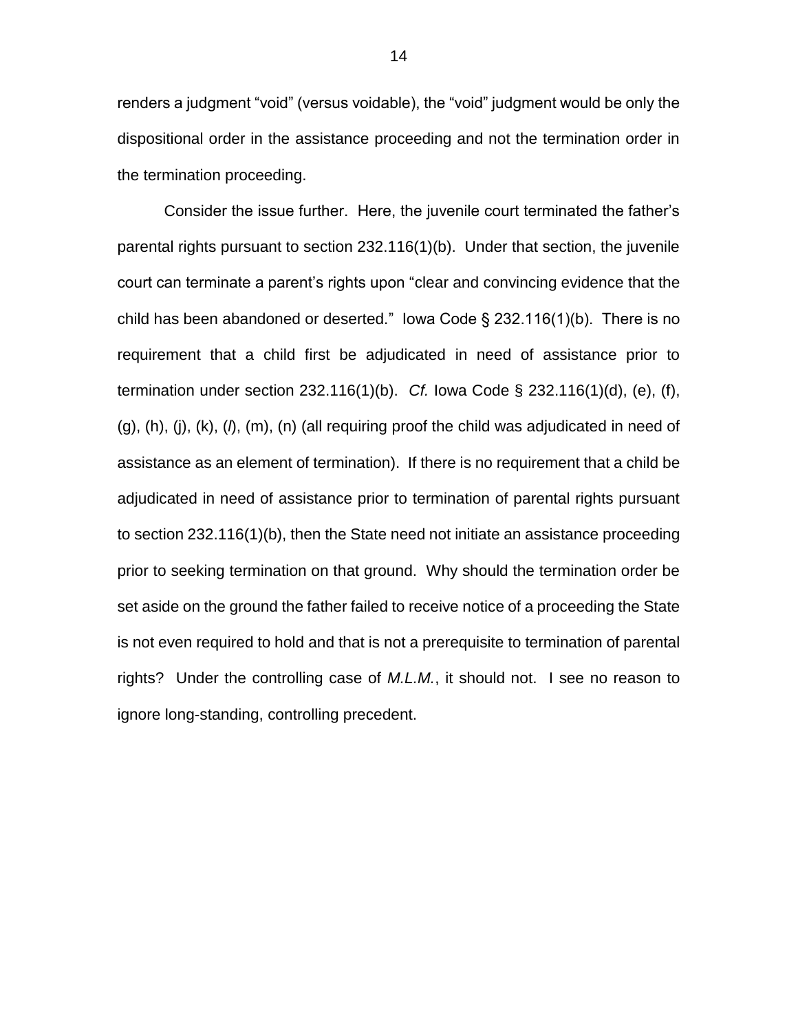renders a judgment "void" (versus voidable), the "void" judgment would be only the dispositional order in the assistance proceeding and not the termination order in the termination proceeding.

Consider the issue further. Here, the juvenile court terminated the father's parental rights pursuant to section 232.116(1)(b). Under that section, the juvenile court can terminate a parent's rights upon "clear and convincing evidence that the child has been abandoned or deserted." Iowa Code § 232.116(1)(b). There is no requirement that a child first be adjudicated in need of assistance prior to termination under section 232.116(1)(b). *Cf.* Iowa Code § 232.116(1)(d), (e), (f), (g), (h), (j), (k), (*l*), (m), (n) (all requiring proof the child was adjudicated in need of assistance as an element of termination). If there is no requirement that a child be adjudicated in need of assistance prior to termination of parental rights pursuant to section 232.116(1)(b), then the State need not initiate an assistance proceeding prior to seeking termination on that ground. Why should the termination order be set aside on the ground the father failed to receive notice of a proceeding the State is not even required to hold and that is not a prerequisite to termination of parental rights? Under the controlling case of *M.L.M.*, it should not. I see no reason to ignore long-standing, controlling precedent.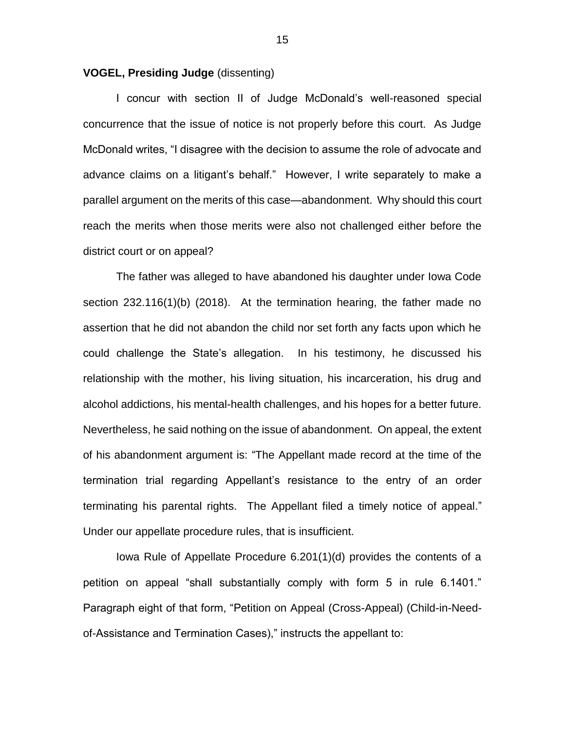**VOGEL, Presiding Judge** (dissenting)

I concur with section II of Judge McDonald's well-reasoned special concurrence that the issue of notice is not properly before this court. As Judge McDonald writes, "I disagree with the decision to assume the role of advocate and advance claims on a litigant's behalf." However, I write separately to make a parallel argument on the merits of this case—abandonment. Why should this court reach the merits when those merits were also not challenged either before the district court or on appeal?

The father was alleged to have abandoned his daughter under Iowa Code section 232.116(1)(b) (2018). At the termination hearing, the father made no assertion that he did not abandon the child nor set forth any facts upon which he could challenge the State's allegation. In his testimony, he discussed his relationship with the mother, his living situation, his incarceration, his drug and alcohol addictions, his mental-health challenges, and his hopes for a better future. Nevertheless, he said nothing on the issue of abandonment. On appeal, the extent of his abandonment argument is: "The Appellant made record at the time of the termination trial regarding Appellant's resistance to the entry of an order terminating his parental rights. The Appellant filed a timely notice of appeal." Under our appellate procedure rules, that is insufficient.

Iowa Rule of Appellate Procedure 6.201(1)(d) provides the contents of a petition on appeal "shall substantially comply with form 5 in rule 6.1401." Paragraph eight of that form, "Petition on Appeal (Cross-Appeal) (Child-in-Need-of-Assistance and Termination Cases)," instructs the appellant to: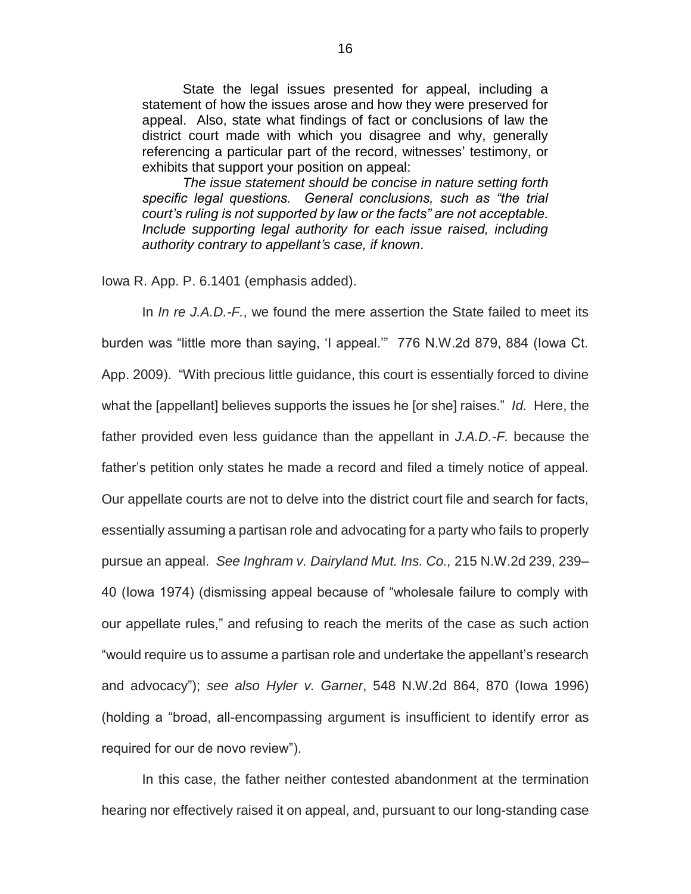> State the legal issues presented for appeal, including a statement of how the issues arose and how they were preserved for appeal. Also, state what findings of fact or conclusions of law the district court made with which you disagree and why, generally referencing a particular part of the record, witnesses' testimony, or exhibits that support your position on appeal:
>
> *The issue statement should be concise in nature setting forth specific legal questions. General conclusions, such as "the trial court's ruling is not supported by law or the facts" are not acceptable. Include supporting legal authority for each issue raised, including authority contrary to appellant's case, if known*.

Iowa R. App. P. 6.1401 (emphasis added).

In *In re J.A.D.-F.*, we found the mere assertion the State failed to meet its burden was "little more than saying, 'I appeal.'" 776 N.W.2d 879, 884 (Iowa Ct. App. 2009). "With precious little guidance, this court is essentially forced to divine what the [appellant] believes supports the issues he [or she] raises." *Id.* Here, the father provided even less guidance than the appellant in *J.A.D.-F.* because the father's petition only states he made a record and filed a timely notice of appeal. Our appellate courts are not to delve into the district court file and search for facts, essentially assuming a partisan role and advocating for a party who fails to properly pursue an appeal. *See Inghram v. Dairyland Mut. Ins. Co.,* 215 N.W.2d 239, 239–40 (Iowa 1974) (dismissing appeal because of "wholesale failure to comply with our appellate rules," and refusing to reach the merits of the case as such action "would require us to assume a partisan role and undertake the appellant's research and advocacy"); *see also Hyler v. Garner*, 548 N.W.2d 864, 870 (Iowa 1996) (holding a "broad, all-encompassing argument is insufficient to identify error as required for our de novo review").

In this case, the father neither contested abandonment at the termination hearing nor effectively raised it on appeal, and, pursuant to our long-standing case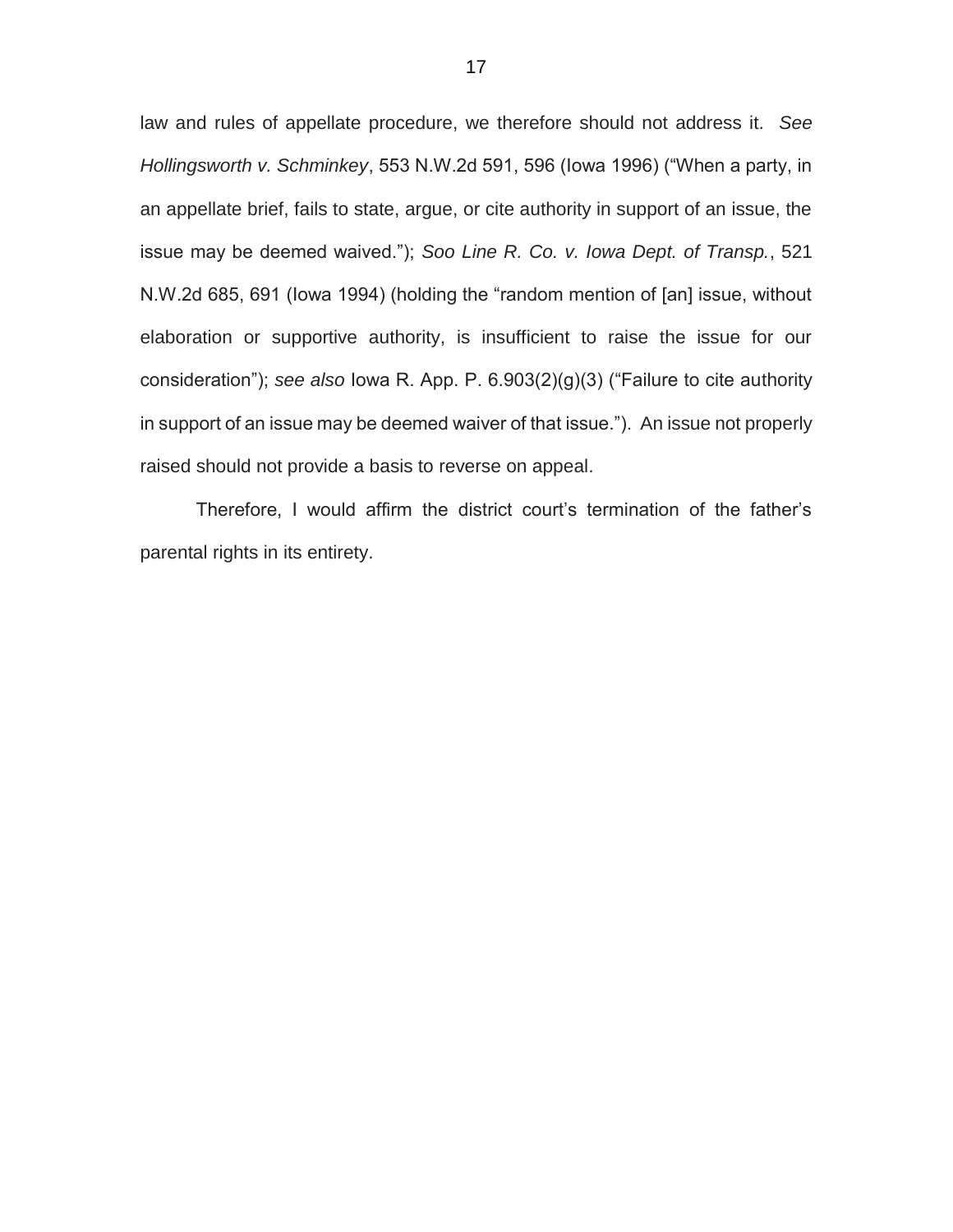law and rules of appellate procedure, we therefore should not address it. *See Hollingsworth v. Schminkey*, 553 N.W.2d 591, 596 (Iowa 1996) ("When a party, in an appellate brief, fails to state, argue, or cite authority in support of an issue, the issue may be deemed waived."); *Soo Line R. Co. v. Iowa Dept. of Transp.*, 521 N.W.2d 685, 691 (Iowa 1994) (holding the "random mention of [an] issue, without elaboration or supportive authority, is insufficient to raise the issue for our consideration"); *see also* Iowa R. App. P. 6.903(2)(g)(3) ("Failure to cite authority in support of an issue may be deemed waiver of that issue."). An issue not properly raised should not provide a basis to reverse on appeal.

Therefore, I would affirm the district court's termination of the father's parental rights in its entirety.